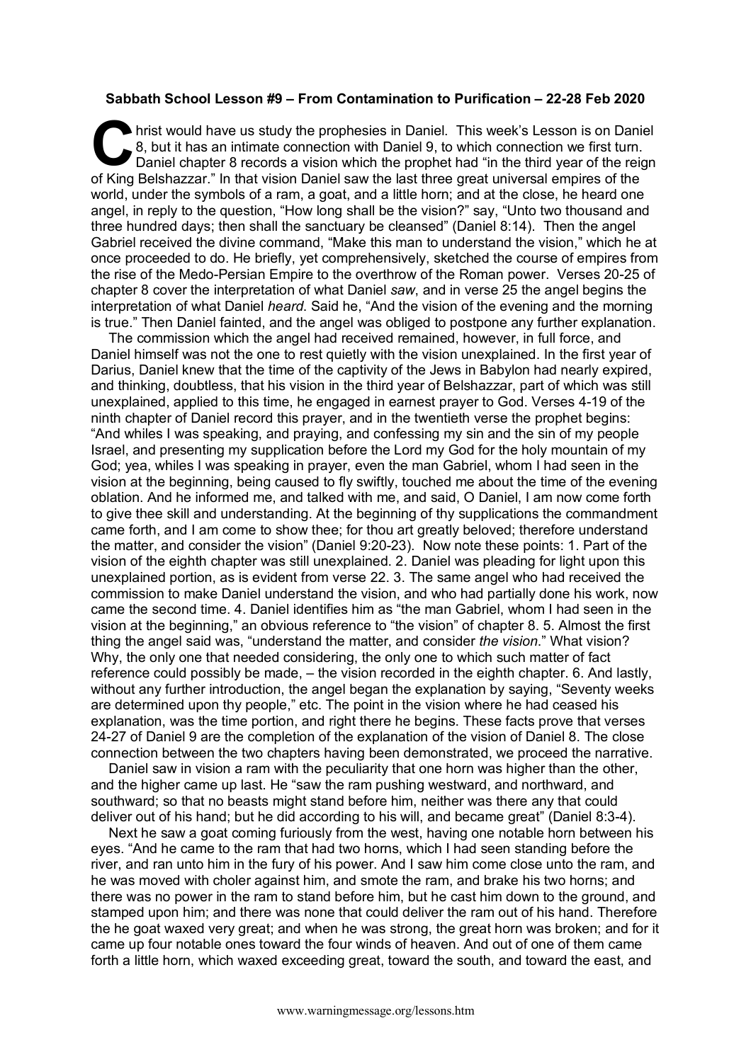**Sabbath School Lesson #9 – From Contamination to Purification – 22-28 Feb 2020**

Christ would have us study the prophesies in Daniel. This week's Lesson is on Daniel 8, but it has an intimate connection with Daniel 9, to which connection we first turn. Daniel chapter 8 records a vision which the prophet had "in the third year of the reign of King Belshazzar." In that vision Daniel saw the last three great universal empires of the world, under the symbols of a ram, a goat, and a little horn; and at the close, he heard one angel, in reply to the question, "How long shall be the vision?" say, "Unto two thousand and three hundred days; then shall the sanctuary be cleansed" (Daniel 8:14). Then the angel Gabriel received the divine command, "Make this man to understand the vision," which he at once proceeded to do. He briefly, yet comprehensively, sketched the course of empires from the rise of the Medo-Persian Empire to the overthrow of the Roman power. Verses 20-25 of chapter 8 cover the interpretation of what Daniel *saw*, and in verse 25 the angel begins the interpretation of what Daniel *heard*. Said he, "And the vision of the evening and the morning is true." Then Daniel fainted, and the angel was obliged to postpone any further explanation.

The commission which the angel had received remained, however, in full force, and Daniel himself was not the one to rest quietly with the vision unexplained. In the first year of Darius, Daniel knew that the time of the captivity of the Jews in Babylon had nearly expired, and thinking, doubtless, that his vision in the third year of Belshazzar, part of which was still unexplained, applied to this time, he engaged in earnest prayer to God. Verses 4-19 of the ninth chapter of Daniel record this prayer, and in the twentieth verse the prophet begins: "And whiles I was speaking, and praying, and confessing my sin and the sin of my people Israel, and presenting my supplication before the Lord my God for the holy mountain of my God; yea, whiles I was speaking in prayer, even the man Gabriel, whom I had seen in the vision at the beginning, being caused to fly swiftly, touched me about the time of the evening oblation. And he informed me, and talked with me, and said, O Daniel, I am now come forth to give thee skill and understanding. At the beginning of thy supplications the commandment came forth, and I am come to show thee; for thou art greatly beloved; therefore understand the matter, and consider the vision" (Daniel 9:20-23). Now note these points: 1. Part of the vision of the eighth chapter was still unexplained. 2. Daniel was pleading for light upon this unexplained portion, as is evident from verse 22. 3. The same angel who had received the commission to make Daniel understand the vision, and who had partially done his work, now came the second time. 4. Daniel identifies him as "the man Gabriel, whom I had seen in the vision at the beginning," an obvious reference to "the vision" of chapter 8. 5. Almost the first thing the angel said was, "understand the matter, and consider *the vision*." What vision? Why, the only one that needed considering, the only one to which such matter of fact reference could possibly be made, – the vision recorded in the eighth chapter. 6. And lastly, without any further introduction, the angel began the explanation by saying, "Seventy weeks are determined upon thy people," etc. The point in the vision where he had ceased his explanation, was the time portion, and right there he begins. These facts prove that verses 24-27 of Daniel 9 are the completion of the explanation of the vision of Daniel 8. The close connection between the two chapters having been demonstrated, we proceed the narrative.

Daniel saw in vision a ram with the peculiarity that one horn was higher than the other, and the higher came up last. He "saw the ram pushing westward, and northward, and southward; so that no beasts might stand before him, neither was there any that could deliver out of his hand; but he did according to his will, and became great" (Daniel 8:3-4).

Next he saw a goat coming furiously from the west, having one notable horn between his eyes. "And he came to the ram that had two horns, which I had seen standing before the river, and ran unto him in the fury of his power. And I saw him come close unto the ram, and he was moved with choler against him, and smote the ram, and brake his two horns; and there was no power in the ram to stand before him, but he cast him down to the ground, and stamped upon him; and there was none that could deliver the ram out of his hand. Therefore the he goat waxed very great; and when he was strong, the great horn was broken; and for it came up four notable ones toward the four winds of heaven. And out of one of them came forth a little horn, which waxed exceeding great, toward the south, and toward the east, and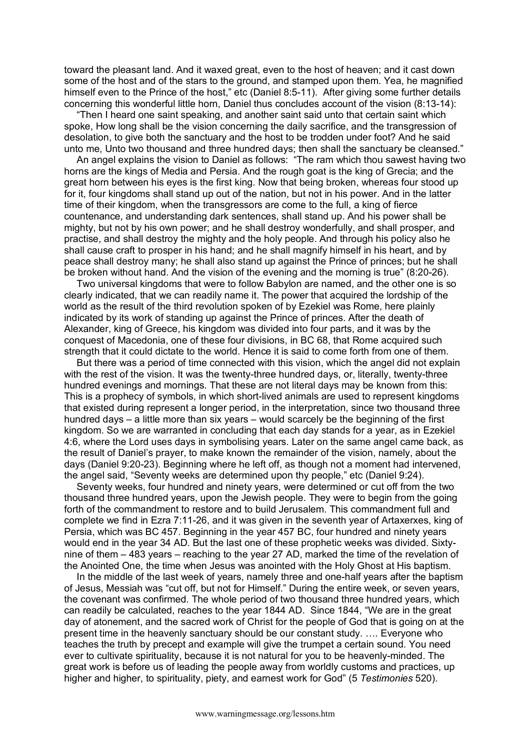toward the pleasant land. And it waxed great, even to the host of heaven; and it cast down some of the host and of the stars to the ground, and stamped upon them. Yea, he magnified himself even to the Prince of the host," etc (Daniel 8:5-11). After giving some further details concerning this wonderful little horn, Daniel thus concludes account of the vision (8:13-14):

"Then I heard one saint speaking, and another saint said unto that certain saint which spoke, How long shall be the vision concerning the daily sacrifice, and the transgression of desolation, to give both the sanctuary and the host to be trodden under foot? And he said unto me, Unto two thousand and three hundred days; then shall the sanctuary be cleansed."

An angel explains the vision to Daniel as follows: "The ram which thou sawest having two horns are the kings of Media and Persia. And the rough goat is the king of Grecia; and the great horn between his eyes is the first king. Now that being broken, whereas four stood up for it, four kingdoms shall stand up out of the nation, but not in his power. And in the latter time of their kingdom, when the transgressors are come to the full, a king of fierce countenance, and understanding dark sentences, shall stand up. And his power shall be mighty, but not by his own power; and he shall destroy wonderfully, and shall prosper, and practise, and shall destroy the mighty and the holy people. And through his policy also he shall cause craft to prosper in his hand; and he shall magnify himself in his heart, and by peace shall destroy many; he shall also stand up against the Prince of princes; but he shall be broken without hand. And the vision of the evening and the morning is true" (8:20-26).

Two universal kingdoms that were to follow Babylon are named, and the other one is so clearly indicated, that we can readily name it. The power that acquired the lordship of the world as the result of the third revolution spoken of by Ezekiel was Rome, here plainly indicated by its work of standing up against the Prince of princes. After the death of Alexander, king of Greece, his kingdom was divided into four parts, and it was by the conquest of Macedonia, one of these four divisions, in BC 68, that Rome acquired such strength that it could dictate to the world. Hence it is said to come forth from one of them.

But there was a period of time connected with this vision, which the angel did not explain with the rest of the vision. It was the twenty-three hundred days, or, literally, twenty-three hundred evenings and mornings. That these are not literal days may be known from this: This is a prophecy of symbols, in which short-lived animals are used to represent kingdoms that existed during represent a longer period, in the interpretation, since two thousand three hundred days – a little more than six years – would scarcely be the beginning of the first kingdom. So we are warranted in concluding that each day stands for a year, as in Ezekiel 4:6, where the Lord uses days in symbolising years. Later on the same angel came back, as the result of Daniel's prayer, to make known the remainder of the vision, namely, about the days (Daniel 9:20-23). Beginning where he left off, as though not a moment had intervened, the angel said, "Seventy weeks are determined upon thy people," etc (Daniel 9:24).

Seventy weeks, four hundred and ninety years, were determined or cut off from the two thousand three hundred years, upon the Jewish people. They were to begin from the going forth of the commandment to restore and to build Jerusalem. This commandment full and complete we find in Ezra 7:11-26, and it was given in the seventh year of Artaxerxes, king of Persia, which was BC 457. Beginning in the year 457 BC, four hundred and ninety years would end in the year 34 AD. But the last one of these prophetic weeks was divided. Sixty-nine of them – 483 years – reaching to the year 27 AD, marked the time of the revelation of the Anointed One, the time when Jesus was anointed with the Holy Ghost at His baptism.

In the middle of the last week of years, namely three and one-half years after the baptism of Jesus, Messiah was "cut off, but not for Himself." During the entire week, or seven years, the covenant was confirmed. The whole period of two thousand three hundred years, which can readily be calculated, reaches to the year 1844 AD. Since 1844, "We are in the great day of atonement, and the sacred work of Christ for the people of God that is going on at the present time in the heavenly sanctuary should be our constant study. …. Everyone who teaches the truth by precept and example will give the trumpet a certain sound. You need ever to cultivate spirituality, because it is not natural for you to be heavenly-minded. The great work is before us of leading the people away from worldly customs and practices, up higher and higher, to spirituality, piety, and earnest work for God" (5 *Testimonies* 520).

www.warningmessage.org/lessons.htm